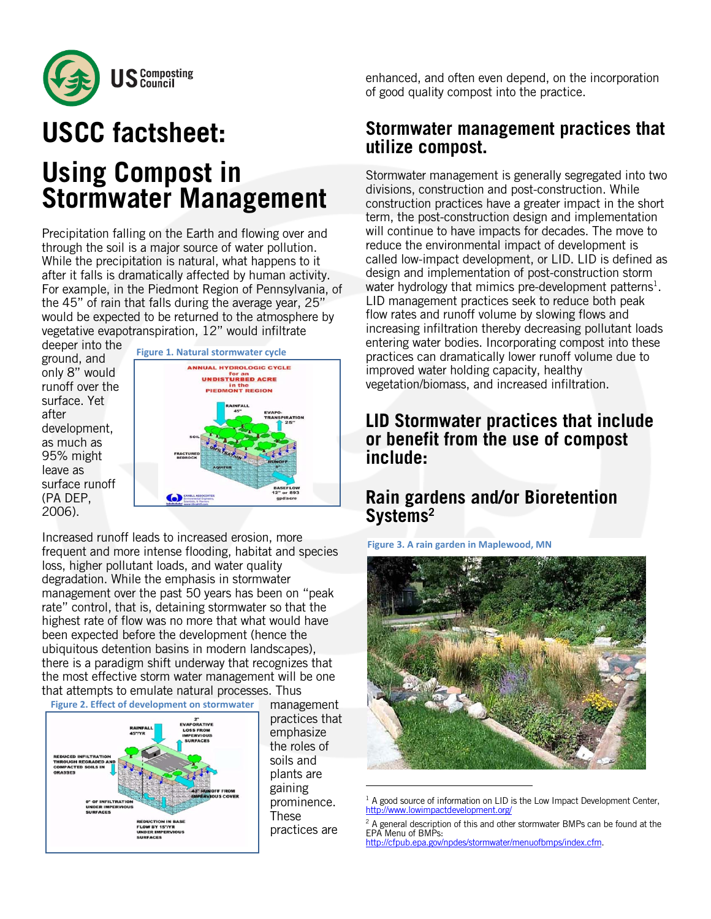# USCC factsheet:

# Using Compost in Stormwater Management

Precipitation falling on the Earth and flowing over and through the soil is a major source of water pollution. While the precipitation is natural, what happens to it after it falls is dramatically affected by human activity. For example, in the Piedmont Region of Pennsylvania, of the 45" of rain that falls during the average year, 25" would be expected to be returned to the atmosphere by vegetative evapotranspiration, 12" would infiltrate deeper into the ground, and only 8" would runoff over the surface. Yet after development, as much as 95% might leave as surface runoff (PA DEP, 2006).

Figure 1. Natural stormwater cycle

Increased runoff leads to increased erosion, more frequent and more intense flooding, habitat and species loss, higher pollutant loads, and water quality degradation. While the emphasis in stormwater management over the past 50 years has been on "peak rate" control, that is, detaining stormwater so that the highest rate of flow was no more that what would have been expected before the development (hence the ubiquitous detention basins in modern landscapes), there is a paradigm shift underway that recognizes that the most effective storm water management will be one that attempts to emulate natural processes. Thus management practices that emphasize the roles of soils and plants are gaining prominence. These practices are enhanced, and often even depend, on the incorporation of good quality compost into the practice.

Figure 2. Effect of development on stormwater

## Stormwater management practices that utilize compost.

Stormwater management is generally segregated into two divisions, construction and post-construction. While construction practices have a greater impact in the short term, the post-construction design and implementation will continue to have impacts for decades. The move to reduce the environmental impact of development is called low-impact development, or LID. LID is defined as design and implementation of post-construction storm water hydrology that mimics pre-development patterns[1]. LID management practices seek to reduce both peak flow rates and runoff volume by slowing flows and increasing infiltration thereby decreasing pollutant loads entering water bodies. Incorporating compost into these practices can dramatically lower runoff volume due to improved water holding capacity, healthy vegetation/biomass, and increased infiltration.

## LID Stormwater practices that include or benefit from the use of compost include:

## Rain gardens and/or Bioretention Systems[2]

Figure 3. A rain garden in Maplewood, MN

---

[1] A good source of information on LID is the Low Impact Development Center, http://www.lowimpactdevelopment.org/

[2] A general description of this and other stormwater BMPs can be found at the EPA Menu of BMPs: http://cfpub.epa.gov/npdes/stormwater/menuofbmps/index.cfm.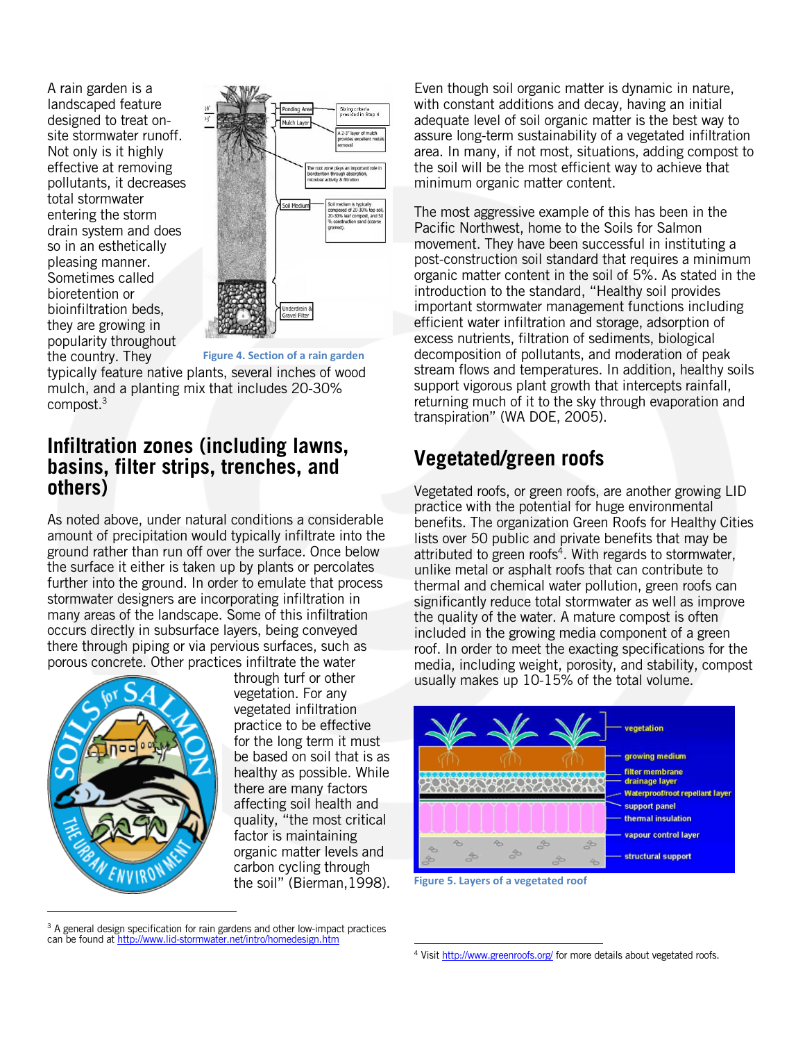A rain garden is a landscaped feature designed to treat on-site stormwater runoff. Not only is it highly effective at removing pollutants, it decreases total stormwater entering the storm drain system and does so in an esthetically pleasing manner. Sometimes called bioretention or bioinfiltration beds, they are growing in popularity throughout the country. They typically feature native plants, several inches of wood mulch, and a planting mix that includes 20-30% compost.[3]

Figure 4. Section of a rain garden

## Infiltration zones (including lawns, basins, filter strips, trenches, and others)

As noted above, under natural conditions a considerable amount of precipitation would typically infiltrate into the ground rather than run off over the surface. Once below the surface it either is taken up by plants or percolates further into the ground. In order to emulate that process stormwater designers are incorporating infiltration in many areas of the landscape. Some of this infiltration occurs directly in subsurface layers, being conveyed there through piping or via pervious surfaces, such as porous concrete. Other practices infiltrate the water through turf or other vegetation. For any vegetated infiltration practice to be effective for the long term it must be based on soil that is as healthy as possible. While there are many factors affecting soil health and quality, "the most critical factor is maintaining organic matter levels and carbon cycling through the soil" (Bierman,1998).

Even though soil organic matter is dynamic in nature, with constant additions and decay, having an initial adequate level of soil organic matter is the best way to assure long-term sustainability of a vegetated infiltration area. In many, if not most, situations, adding compost to the soil will be the most efficient way to achieve that minimum organic matter content.

The most aggressive example of this has been in the Pacific Northwest, home to the Soils for Salmon movement. They have been successful in instituting a post-construction soil standard that requires a minimum organic matter content in the soil of 5%. As stated in the introduction to the standard, "Healthy soil provides important stormwater management functions including efficient water infiltration and storage, adsorption of excess nutrients, filtration of sediments, biological decomposition of pollutants, and moderation of peak stream flows and temperatures. In addition, healthy soils support vigorous plant growth that intercepts rainfall, returning much of it to the sky through evaporation and transpiration" (WA DOE, 2005).

## Vegetated/green roofs

Vegetated roofs, or green roofs, are another growing LID practice with the potential for huge environmental benefits. The organization Green Roofs for Healthy Cities lists over 50 public and private benefits that may be attributed to green roofs[4]. With regards to stormwater, unlike metal or asphalt roofs that can contribute to thermal and chemical water pollution, green roofs can significantly reduce total stormwater as well as improve the quality of the water. A mature compost is often included in the growing media component of a green roof. In order to meet the exacting specifications for the media, including weight, porosity, and stability, compost usually makes up 10-15% of the total volume.

Figure 5. Layers of a vegetated roof

---

[3] A general design specification for rain gardens and other low-impact practices can be found at http://www.lid-stormwater.net/intro/homedesign.htm

[4] Visit http://www.greenroofs.org/ for more details about vegetated roofs.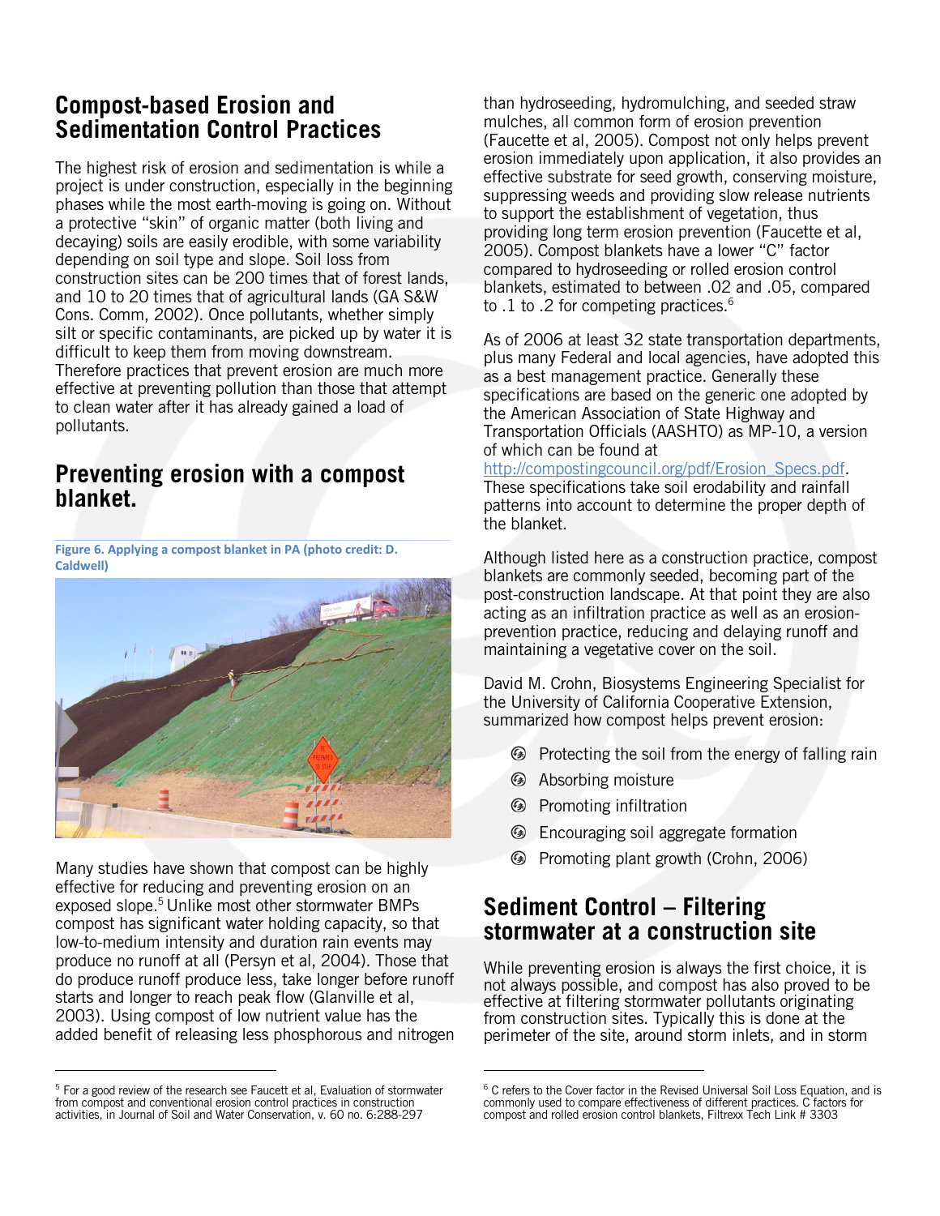## Compost-based Erosion and Sedimentation Control Practices

The highest risk of erosion and sedimentation is while a project is under construction, especially in the beginning phases while the most earth-moving is going on. Without a protective "skin" of organic matter (both living and decaying) soils are easily erodible, with some variability depending on soil type and slope. Soil loss from construction sites can be 200 times that of forest lands, and 10 to 20 times that of agricultural lands (GA S&W Cons. Comm, 2002). Once pollutants, whether simply silt or specific contaminants, are picked up by water it is difficult to keep them from moving downstream. Therefore practices that prevent erosion are much more effective at preventing pollution than those that attempt to clean water after it has already gained a load of pollutants.

## Preventing erosion with a compost blanket.

**Figure 6. Applying a compost blanket in PA (photo credit: D. Caldwell)**

Many studies have shown that compost can be highly effective for reducing and preventing erosion on an exposed slope.[5] Unlike most other stormwater BMPs compost has significant water holding capacity, so that low-to-medium intensity and duration rain events may produce no runoff at all (Persyn et al, 2004). Those that do produce runoff produce less, take longer before runoff starts and longer to reach peak flow (Glanville et al, 2003). Using compost of low nutrient value has the added benefit of releasing less phosphorous and nitrogen than hydroseeding, hydromulching, and seeded straw mulches, all common form of erosion prevention (Faucette et al, 2005). Compost not only helps prevent erosion immediately upon application, it also provides an effective substrate for seed growth, conserving moisture, suppressing weeds and providing slow release nutrients to support the establishment of vegetation, thus providing long term erosion prevention (Faucette et al, 2005). Compost blankets have a lower "C" factor compared to hydroseeding or rolled erosion control blankets, estimated to between .02 and .05, compared to .1 to .2 for competing practices.[6]

As of 2006 at least 32 state transportation departments, plus many Federal and local agencies, have adopted this as a best management practice. Generally these specifications are based on the generic one adopted by the American Association of State Highway and Transportation Officials (AASHTO) as MP-10, a version of which can be found at http://compostingcouncil.org/pdf/Erosion_Specs.pdf. These specifications take soil erodability and rainfall patterns into account to determine the proper depth of the blanket.

Although listed here as a construction practice, compost blankets are commonly seeded, becoming part of the post-construction landscape. At that point they are also acting as an infiltration practice as well as an erosion-prevention practice, reducing and delaying runoff and maintaining a vegetative cover on the soil.

David M. Crohn, Biosystems Engineering Specialist for the University of California Cooperative Extension, summarized how compost helps prevent erosion:

- Protecting the soil from the energy of falling rain
- Absorbing moisture
- Promoting infiltration
- Encouraging soil aggregate formation
- Promoting plant growth (Crohn, 2006)

## Sediment Control – Filtering stormwater at a construction site

While preventing erosion is always the first choice, it is not always possible, and compost has also proved to be effective at filtering stormwater pollutants originating from construction sites. Typically this is done at the perimeter of the site, around storm inlets, and in storm

---

[5] For a good review of the research see Faucett et al, Evaluation of stormwater from compost and conventional erosion control practices in construction activities, in Journal of Soil and Water Conservation, v. 60 no. 6:288-297

[6] C refers to the Cover factor in the Revised Universal Soil Loss Equation, and is commonly used to compare effectiveness of different practices. C factors for compost and rolled erosion control blankets, Filtrexx Tech Link # 3303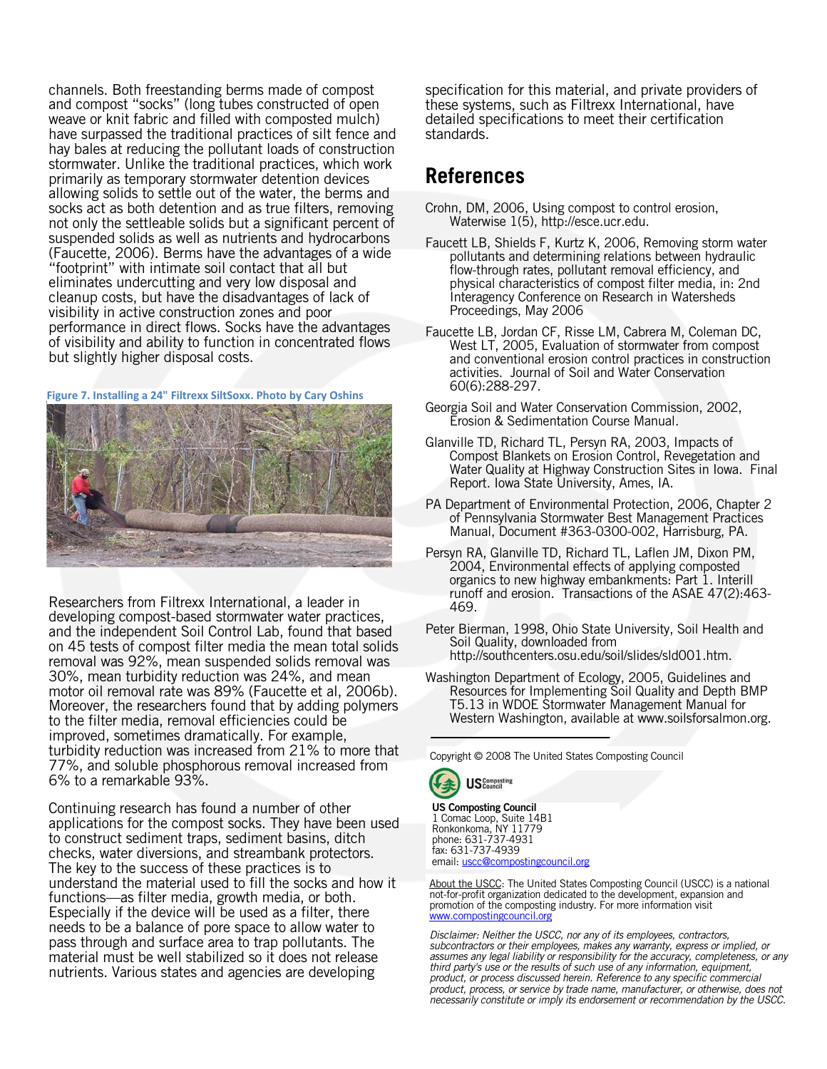channels. Both freestanding berms made of compost and compost "socks" (long tubes constructed of open weave or knit fabric and filled with composted mulch) have surpassed the traditional practices of silt fence and hay bales at reducing the pollutant loads of construction stormwater. Unlike the traditional practices, which work primarily as temporary stormwater detention devices allowing solids to settle out of the water, the berms and socks act as both detention and as true filters, removing not only the settleable solids but a significant percent of suspended solids as well as nutrients and hydrocarbons (Faucette, 2006). Berms have the advantages of a wide "footprint" with intimate soil contact that all but eliminates undercutting and very low disposal and cleanup costs, but have the disadvantages of lack of visibility in active construction zones and poor performance in direct flows. Socks have the advantages of visibility and ability to function in concentrated flows but slightly higher disposal costs.

**Figure 7. Installing a 24" Filtrexx SiltSoxx. Photo by Cary Oshins**

Researchers from Filtrexx International, a leader in developing compost-based stormwater water practices, and the independent Soil Control Lab, found that based on 45 tests of compost filter media the mean total solids removal was 92%, mean suspended solids removal was 30%, mean turbidity reduction was 24%, and mean motor oil removal rate was 89% (Faucette et al, 2006b). Moreover, the researchers found that by adding polymers to the filter media, removal efficiencies could be improved, sometimes dramatically. For example, turbidity reduction was increased from 21% to more that 77%, and soluble phosphorous removal increased from 6% to a remarkable 93%.

Continuing research has found a number of other applications for the compost socks. They have been used to construct sediment traps, sediment basins, ditch checks, water diversions, and streambank protectors. The key to the success of these practices is to understand the material used to fill the socks and how it functions—as filter media, growth media, or both. Especially if the device will be used as a filter, there needs to be a balance of pore space to allow water to pass through and surface area to trap pollutants. The material must be well stabilized so it does not release nutrients. Various states and agencies are developing specification for this material, and private providers of these systems, such as Filtrexx International, have detailed specifications to meet their certification standards.

## References

Crohn, DM, 2006, Using compost to control erosion, Waterwise 1(5), http://esce.ucr.edu.

Faucett LB, Shields F, Kurtz K, 2006, Removing storm water pollutants and determining relations between hydraulic flow-through rates, pollutant removal efficiency, and physical characteristics of compost filter media, in: 2nd Interagency Conference on Research in Watersheds Proceedings, May 2006

Faucette LB, Jordan CF, Risse LM, Cabrera M, Coleman DC, West LT, 2005, Evaluation of stormwater from compost and conventional erosion control practices in construction activities. Journal of Soil and Water Conservation 60(6):288-297.

Georgia Soil and Water Conservation Commission, 2002, Erosion & Sedimentation Course Manual.

Glanville TD, Richard TL, Persyn RA, 2003, Impacts of Compost Blankets on Erosion Control, Revegetation and Water Quality at Highway Construction Sites in Iowa. Final Report. Iowa State University, Ames, IA.

PA Department of Environmental Protection, 2006, Chapter 2 of Pennsylvania Stormwater Best Management Practices Manual, Document #363-0300-002, Harrisburg, PA.

Persyn RA, Glanville TD, Richard TL, Laflen JM, Dixon PM, 2004, Environmental effects of applying composted organics to new highway embankments: Part 1. Interill runoff and erosion. Transactions of the ASAE 47(2):463-469.

Peter Bierman, 1998, Ohio State University, Soil Health and Soil Quality, downloaded from http://southcenters.osu.edu/soil/slides/sld001.htm.

Washington Department of Ecology, 2005, Guidelines and Resources for Implementing Soil Quality and Depth BMP T5.13 in WDOE Stormwater Management Manual for Western Washington, available at www.soilsforsalmon.org.

---

Copyright © 2008 The United States Composting Council

**US Composting Council**
1 Comac Loop, Suite 14B1
Ronkonkoma, NY 11779
phone: 631-737-4931
fax: 631-737-4939
email: uscc@compostingcouncil.org

About the USCC: The United States Composting Council (USCC) is a national not-for-profit organization dedicated to the development, expansion and promotion of the composting industry. For more information visit www.compostingcouncil.org

*Disclaimer: Neither the USCC, nor any of its employees, contractors, subcontractors or their employees, makes any warranty, express or implied, or assumes any legal liability or responsibility for the accuracy, completeness, or any third party's use or the results of such use of any information, equipment, product, or process discussed herein. Reference to any specific commercial product, process, or service by trade name, manufacturer, or otherwise, does not necessarily constitute or imply its endorsement or recommendation by the USCC.*